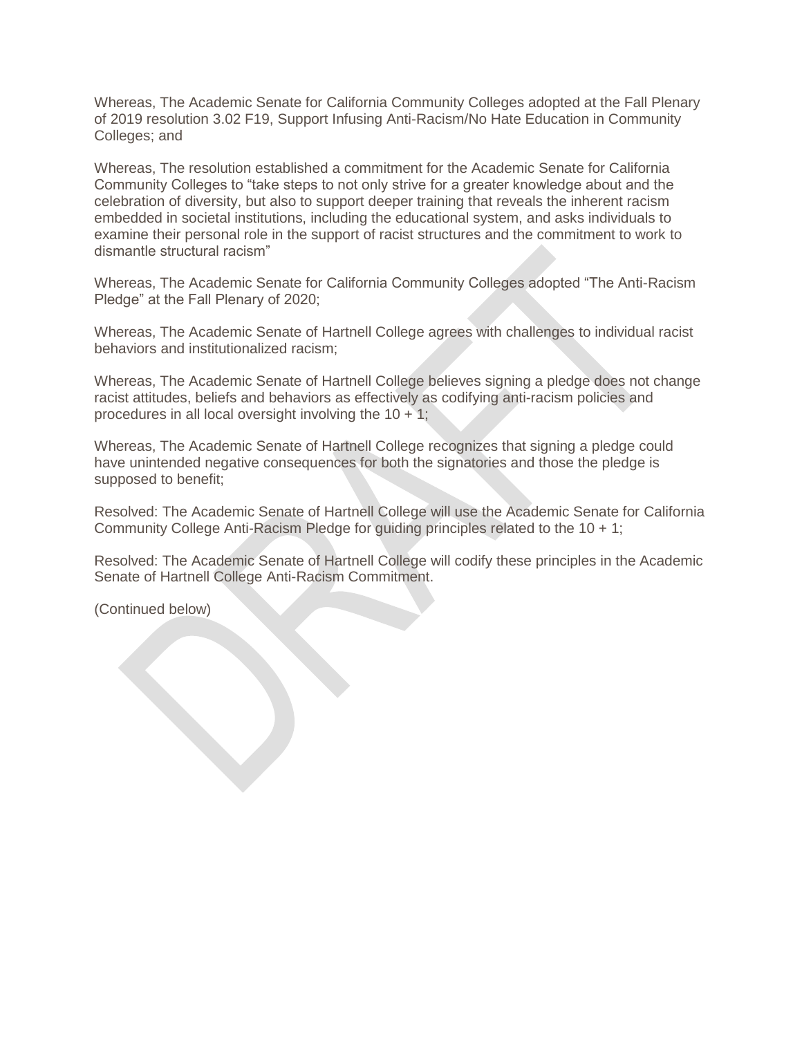Whereas, The Academic Senate for California Community Colleges adopted at the Fall Plenary of 2019 resolution 3.02 F19, Support Infusing Anti-Racism/No Hate Education in Community Colleges; and

Whereas, The resolution established a commitment for the Academic Senate for California Community Colleges to "take steps to not only strive for a greater knowledge about and the celebration of diversity, but also to support deeper training that reveals the inherent racism embedded in societal institutions, including the educational system, and asks individuals to examine their personal role in the support of racist structures and the commitment to work to dismantle structural racism"

Whereas, The Academic Senate for California Community Colleges adopted "The Anti-Racism Pledge" at the Fall Plenary of 2020;

Whereas, The Academic Senate of Hartnell College agrees with challenges to individual racist behaviors and institutionalized racism;

Whereas, The Academic Senate of Hartnell College believes signing a pledge does not change racist attitudes, beliefs and behaviors as effectively as codifying anti-racism policies and procedures in all local oversight involving the 10 + 1;

Whereas, The Academic Senate of Hartnell College recognizes that signing a pledge could have unintended negative consequences for both the signatories and those the pledge is supposed to benefit;

Resolved: The Academic Senate of Hartnell College will use the Academic Senate for California Community College Anti-Racism Pledge for guiding principles related to the 10 + 1;

Resolved: The Academic Senate of Hartnell College will codify these principles in the Academic Senate of Hartnell College Anti-Racism Commitment.

(Continued below)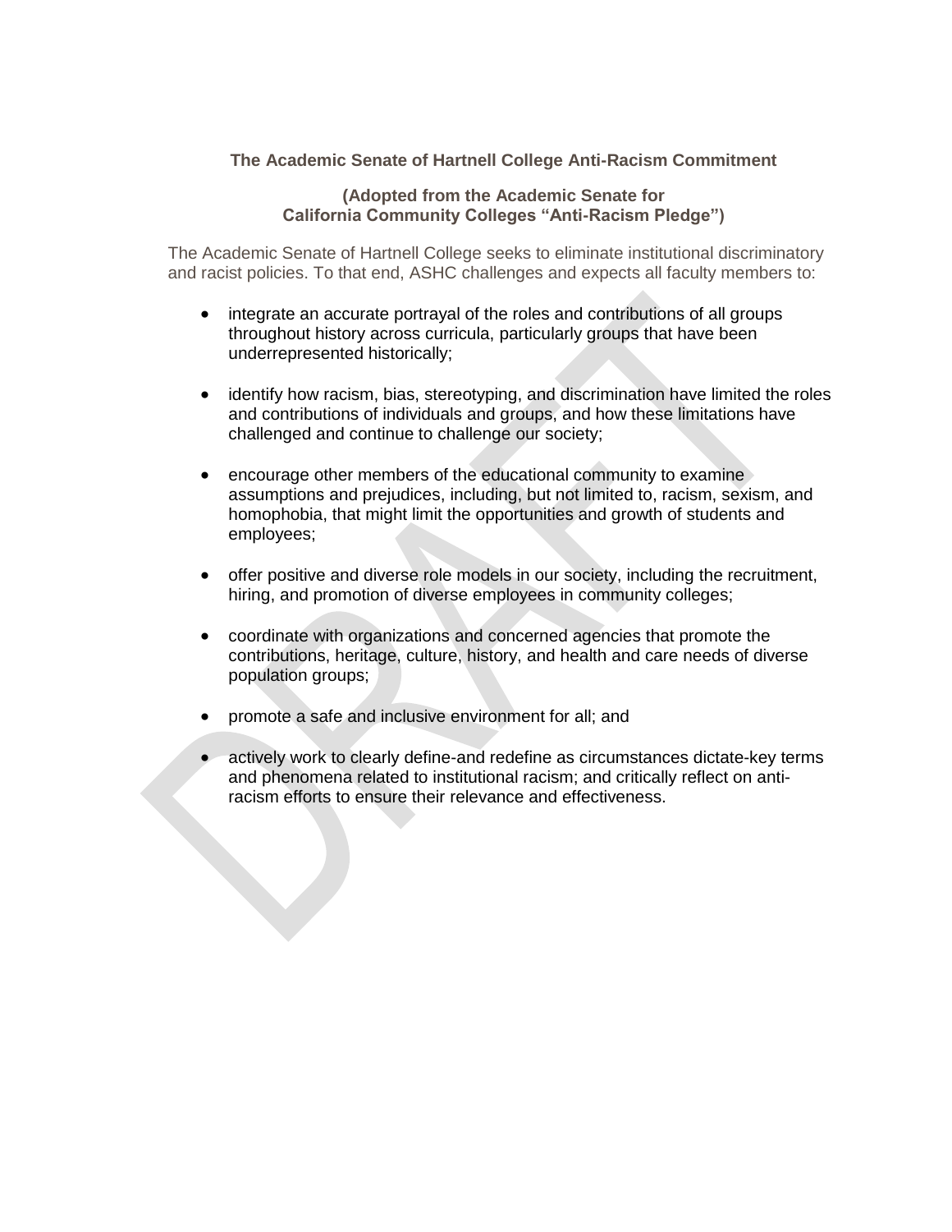**The Academic Senate of Hartnell College Anti-Racism Commitment**

**(Adopted from the Academic Senate for California Community Colleges "Anti-Racism Pledge")**

The Academic Senate of Hartnell College seeks to eliminate institutional discriminatory and racist policies. To that end, ASHC challenges and expects all faculty members to:

- integrate an accurate portrayal of the roles and contributions of all groups throughout history across curricula, particularly groups that have been underrepresented historically;

- identify how racism, bias, stereotyping, and discrimination have limited the roles and contributions of individuals and groups, and how these limitations have challenged and continue to challenge our society;

- encourage other members of the educational community to examine assumptions and prejudices, including, but not limited to, racism, sexism, and homophobia, that might limit the opportunities and growth of students and employees;

- offer positive and diverse role models in our society, including the recruitment, hiring, and promotion of diverse employees in community colleges;

- coordinate with organizations and concerned agencies that promote the contributions, heritage, culture, history, and health and care needs of diverse population groups;

- promote a safe and inclusive environment for all; and

- actively work to clearly define-and redefine as circumstances dictate-key terms and phenomena related to institutional racism; and critically reflect on anti-racism efforts to ensure their relevance and effectiveness.

DRAFT